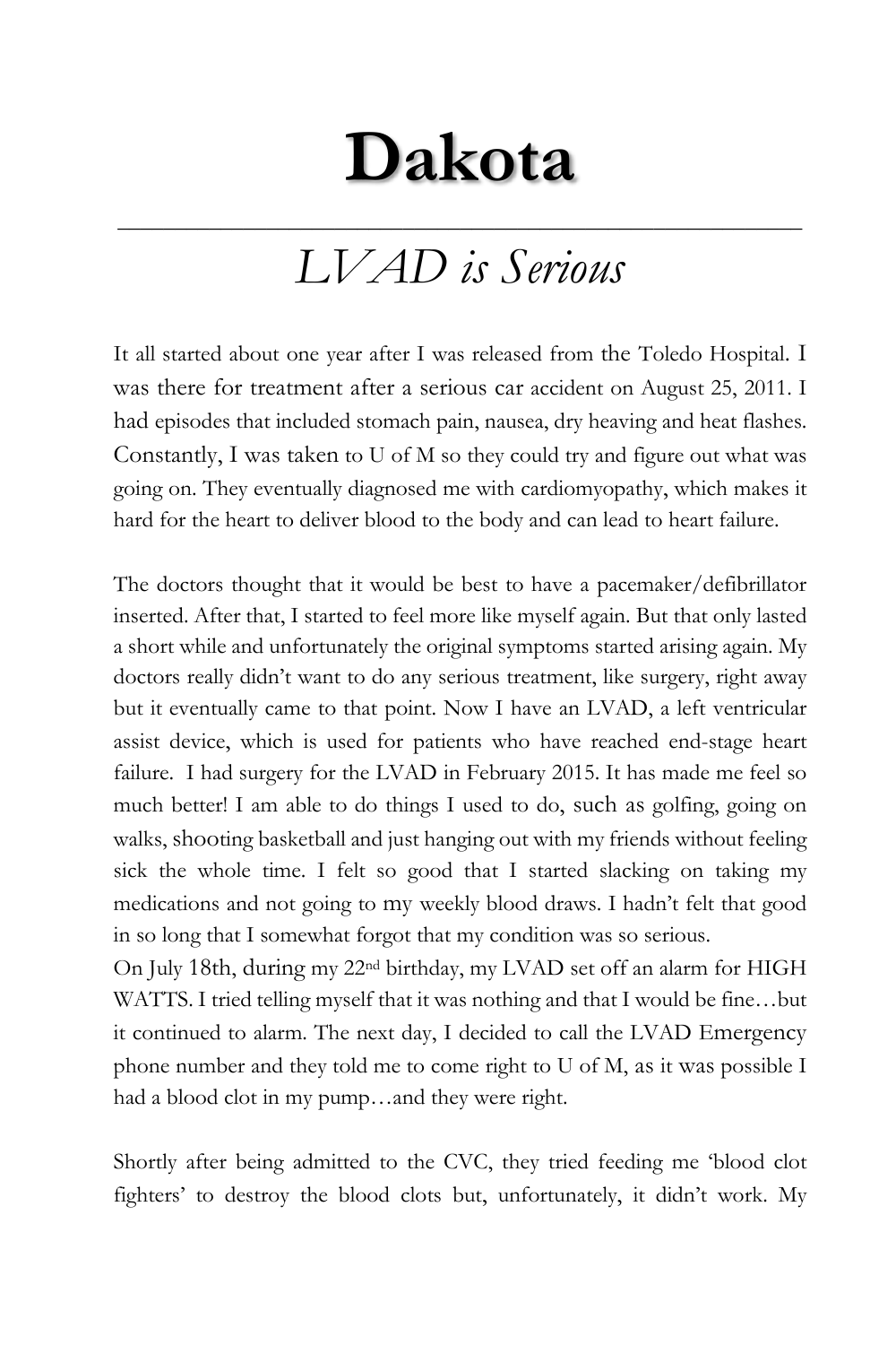# Dakota

## *LVAD is Serious*

It all started about one year after I was released from the Toledo Hospital. I was there for treatment after a serious car accident on August 25, 2011. I had episodes that included stomach pain, nausea, dry heaving and heat flashes. Constantly, I was taken to U of M so they could try and figure out what was going on. They eventually diagnosed me with cardiomyopathy, which makes it hard for the heart to deliver blood to the body and can lead to heart failure.

The doctors thought that it would be best to have a pacemaker/defibrillator inserted. After that, I started to feel more like myself again. But that only lasted a short while and unfortunately the original symptoms started arising again. My doctors really didn't want to do any serious treatment, like surgery, right away but it eventually came to that point. Now I have an LVAD, a left ventricular assist device, which is used for patients who have reached end-stage heart failure. I had surgery for the LVAD in February 2015. It has made me feel so much better! I am able to do things I used to do, such as golfing, going on walks, shooting basketball and just hanging out with my friends without feeling sick the whole time. I felt so good that I started slacking on taking my medications and not going to my weekly blood draws. I hadn't felt that good in so long that I somewhat forgot that my condition was so serious.

On July 18th, during my 22nd birthday, my LVAD set off an alarm for HIGH WATTS. I tried telling myself that it was nothing and that I would be fine…but it continued to alarm. The next day, I decided to call the LVAD Emergency phone number and they told me to come right to U of M, as it was possible I had a blood clot in my pump…and they were right.

Shortly after being admitted to the CVC, they tried feeding me 'blood clot fighters' to destroy the blood clots but, unfortunately, it didn't work. My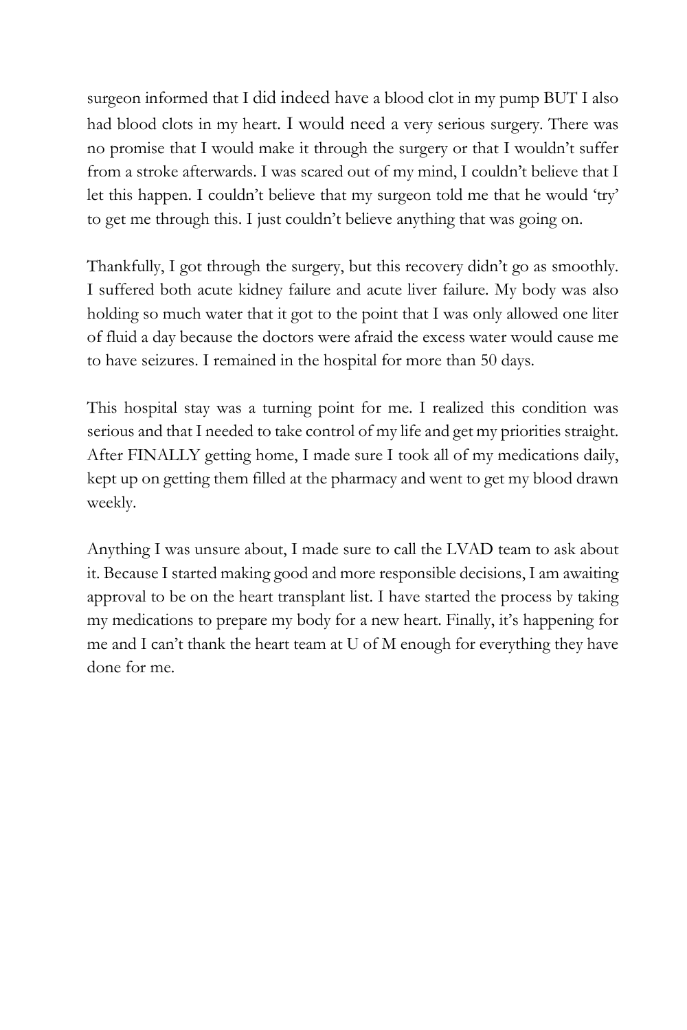surgeon informed that I did indeed have a blood clot in my pump BUT I also had blood clots in my heart. I would need a very serious surgery. There was no promise that I would make it through the surgery or that I wouldn't suffer from a stroke afterwards. I was scared out of my mind, I couldn't believe that I let this happen. I couldn't believe that my surgeon told me that he would 'try' to get me through this. I just couldn't believe anything that was going on.

Thankfully, I got through the surgery, but this recovery didn't go as smoothly. I suffered both acute kidney failure and acute liver failure. My body was also holding so much water that it got to the point that I was only allowed one liter of fluid a day because the doctors were afraid the excess water would cause me to have seizures. I remained in the hospital for more than 50 days.

This hospital stay was a turning point for me. I realized this condition was serious and that I needed to take control of my life and get my priorities straight. After FINALLY getting home, I made sure I took all of my medications daily, kept up on getting them filled at the pharmacy and went to get my blood drawn weekly.

Anything I was unsure about, I made sure to call the LVAD team to ask about it. Because I started making good and more responsible decisions, I am awaiting approval to be on the heart transplant list. I have started the process by taking my medications to prepare my body for a new heart. Finally, it's happening for me and I can't thank the heart team at U of M enough for everything they have done for me.